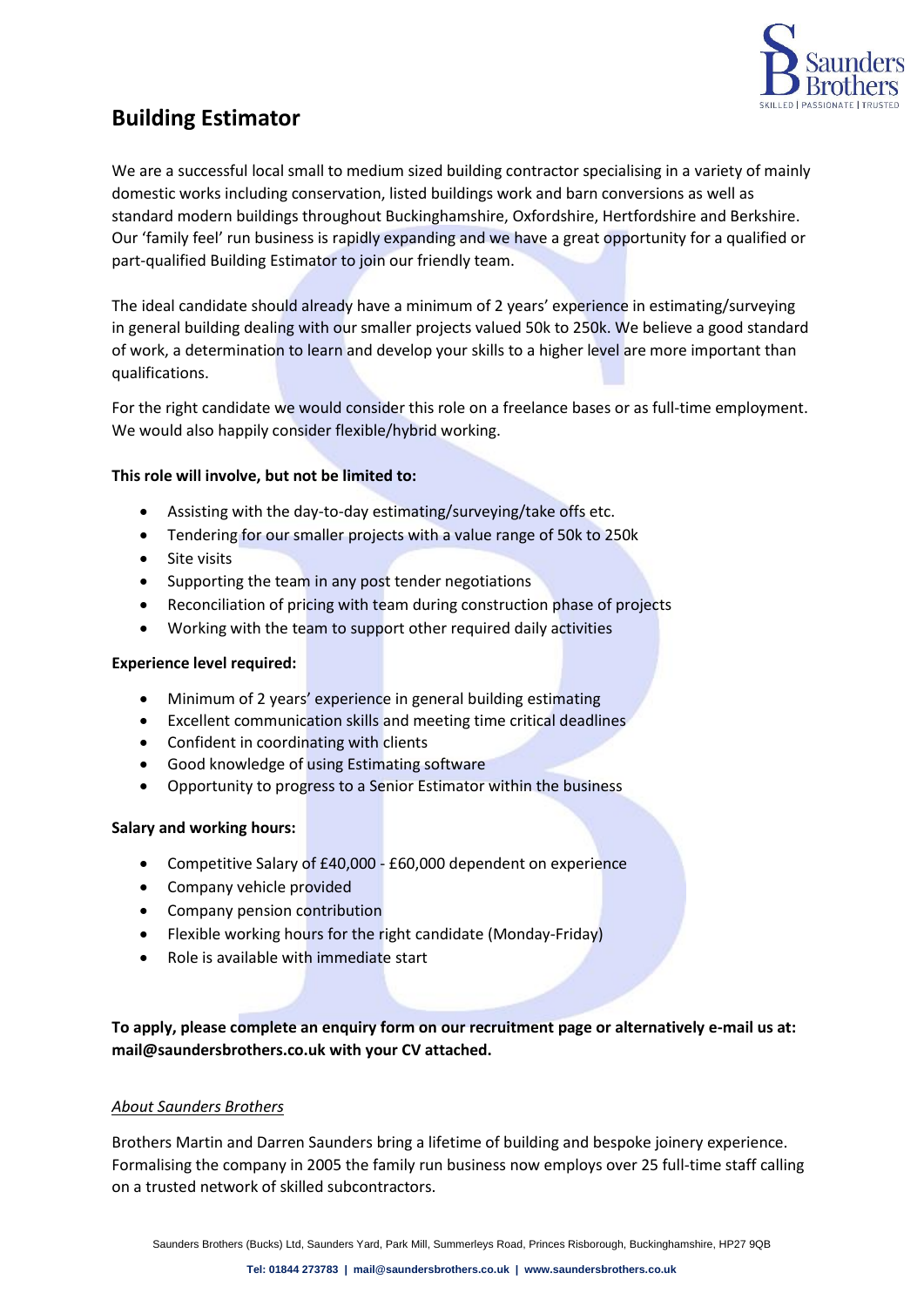# Building Estimator

We are a successful local small to medium sized building contractor specialising in a variety of mainly domestic works including conservation, listed buildings work and barn conversions as well as standard modern buildings throughout Buckinghamshire, Oxfordshire, Hertfordshire and Berkshire. Our 'family feel' run business is rapidly expanding and we have a great opportunity for a qualified or part-qualified Building Estimator to join our friendly team.

The ideal candidate should already have a minimum of 2 years' experience in estimating/surveying in general building dealing with our smaller projects valued 50k to 250k. We believe a good standard of work, a determination to learn and develop your skills to a higher level are more important than qualifications.

For the right candidate we would consider this role on a freelance bases or as full-time employment. We would also happily consider flexible/hybrid working.

**This role will involve, but not be limited to:**

- Assisting with the day-to-day estimating/surveying/take offs etc.
- Tendering for our smaller projects with a value range of 50k to 250k
- Site visits
- Supporting the team in any post tender negotiations
- Reconciliation of pricing with team during construction phase of projects
- Working with the team to support other required daily activities

**Experience level required:**

- Minimum of 2 years' experience in general building estimating
- Excellent communication skills and meeting time critical deadlines
- Confident in coordinating with clients
- Good knowledge of using Estimating software
- Opportunity to progress to a Senior Estimator within the business

**Salary and working hours:**

- Competitive Salary of £40,000 - £60,000 dependent on experience
- Company vehicle provided
- Company pension contribution
- Flexible working hours for the right candidate (Monday-Friday)
- Role is available with immediate start

**To apply, please complete an enquiry form on our recruitment page or alternatively e-mail us at: mail@saundersbrothers.co.uk with your CV attached.**

*About Saunders Brothers*

Brothers Martin and Darren Saunders bring a lifetime of building and bespoke joinery experience. Formalising the company in 2005 the family run business now employs over 25 full-time staff calling on a trusted network of skilled subcontractors.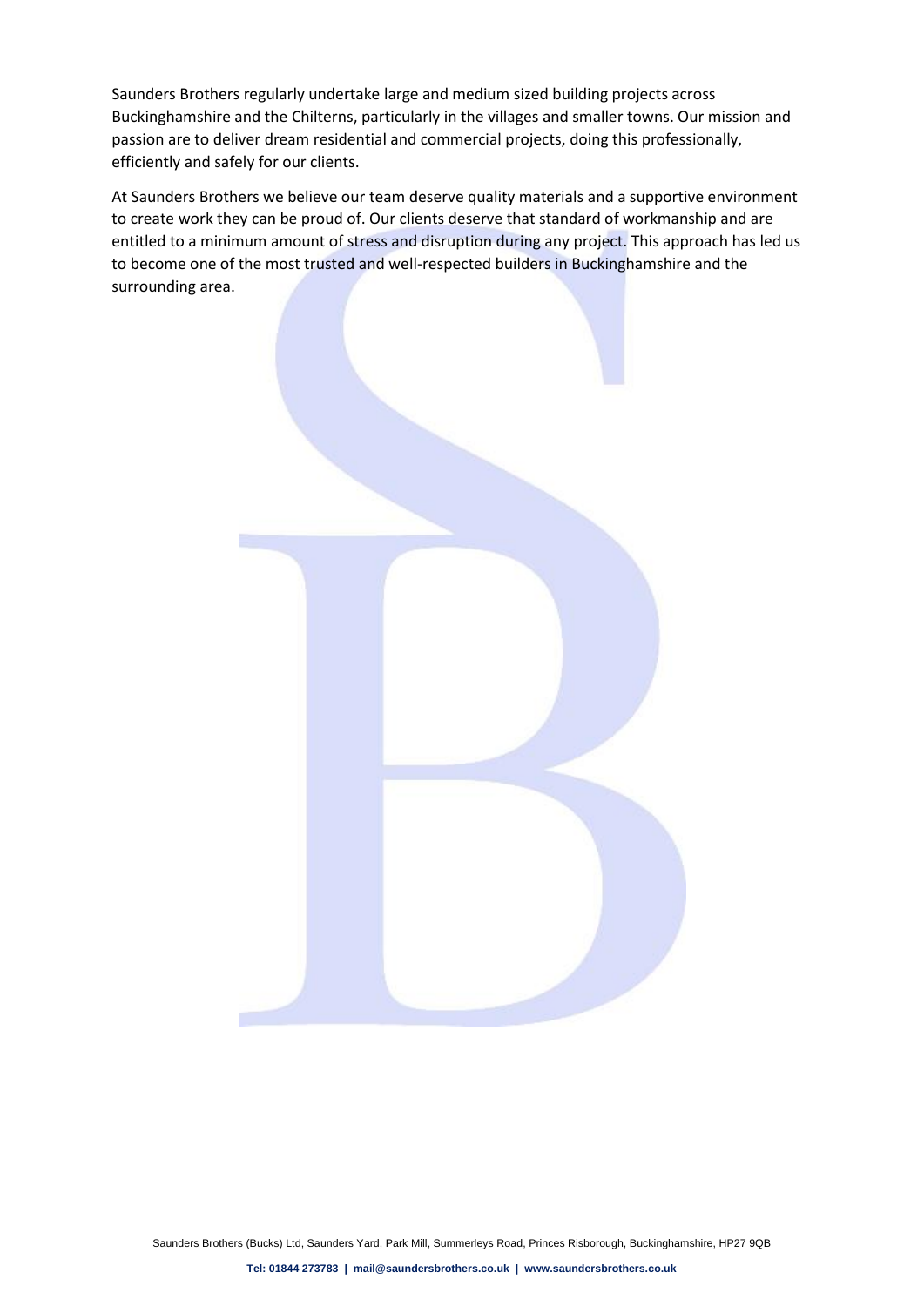Saunders Brothers regularly undertake large and medium sized building projects across Buckinghamshire and the Chilterns, particularly in the villages and smaller towns. Our mission and passion are to deliver dream residential and commercial projects, doing this professionally, efficiently and safely for our clients.

At Saunders Brothers we believe our team deserve quality materials and a supportive environment to create work they can be proud of. Our clients deserve that standard of workmanship and are entitled to a minimum amount of stress and disruption during any project. This approach has led us to become one of the most trusted and well-respected builders in Buckinghamshire and the surrounding area.